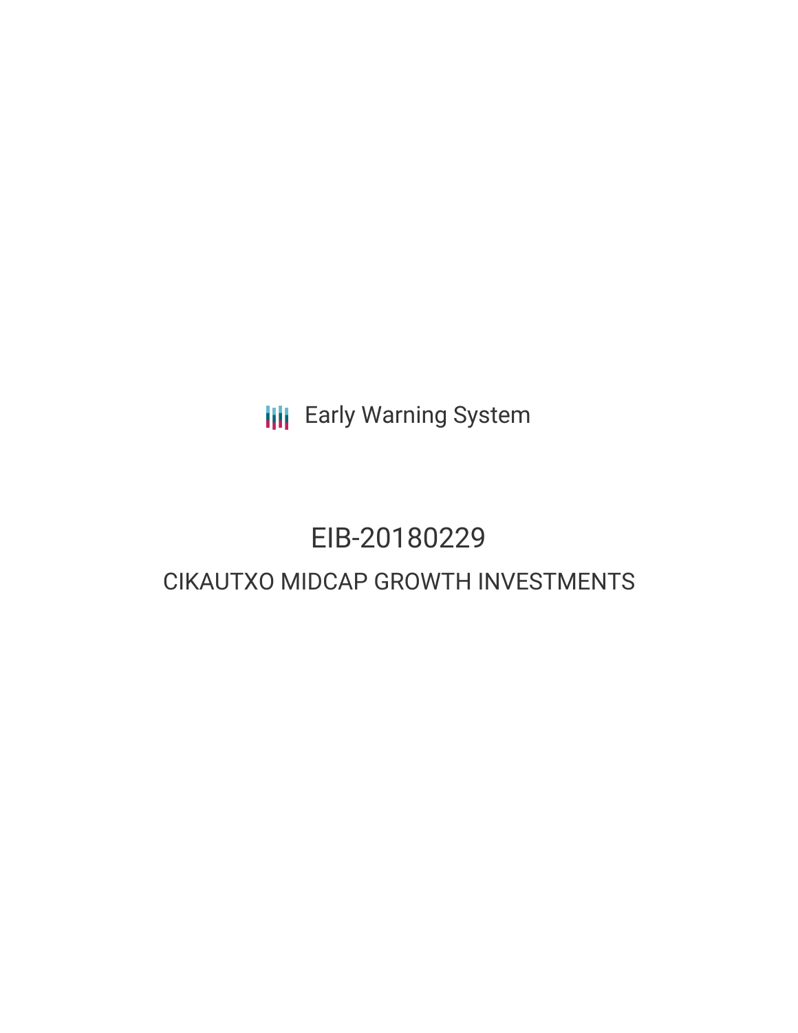Early Warning System

# EIB-20180229

## CIKAUTXO MIDCAP GROWTH INVESTMENTS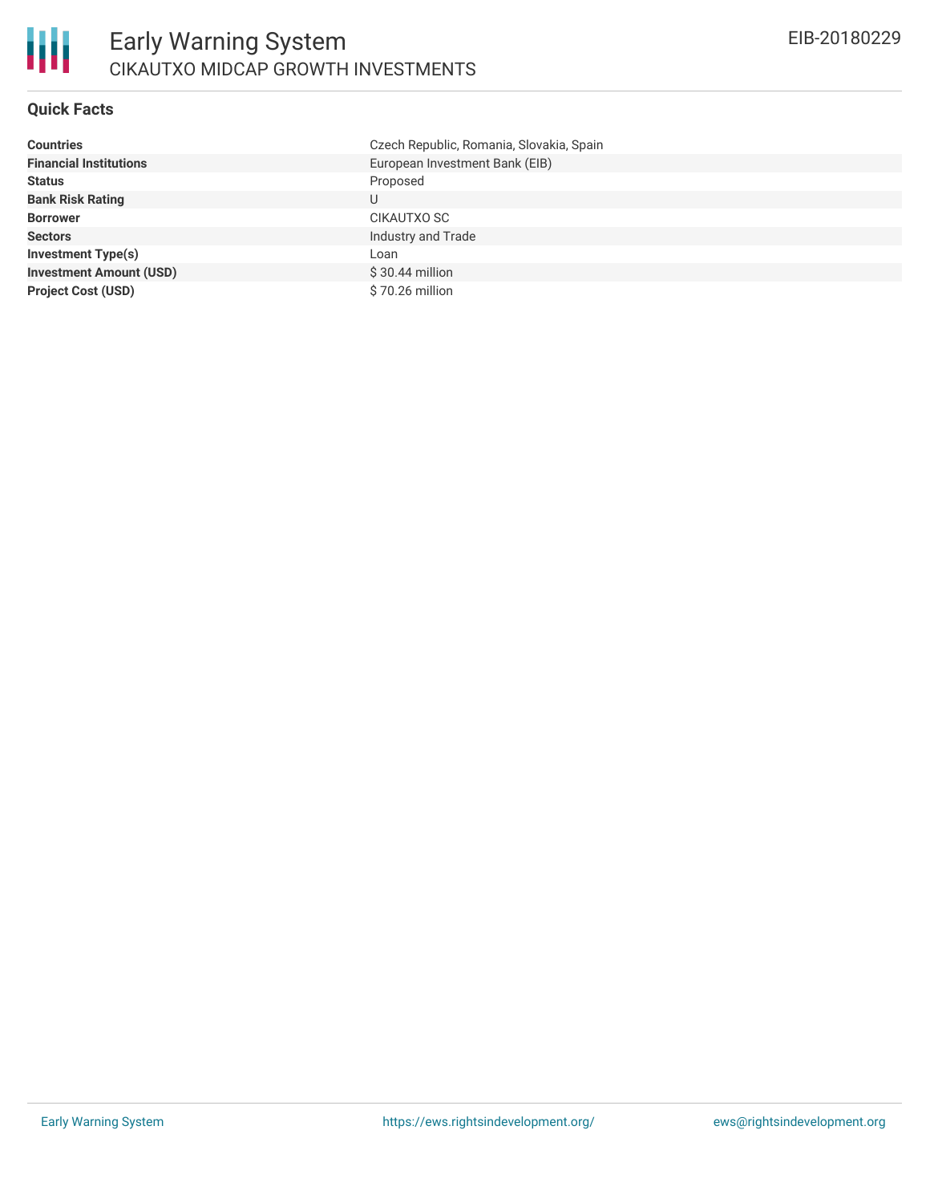## Quick Facts

| | |
|---|---|
| **Countries** | Czech Republic, Romania, Slovakia, Spain |
| **Financial Institutions** | European Investment Bank (EIB) |
| **Status** | Proposed |
| **Bank Risk Rating** | U |
| **Borrower** | CIKAUTXO SC |
| **Sectors** | Industry and Trade |
| **Investment Type(s)** | Loan |
| **Investment Amount (USD)** | $ 30.44 million |
| **Project Cost (USD)** | $ 70.26 million |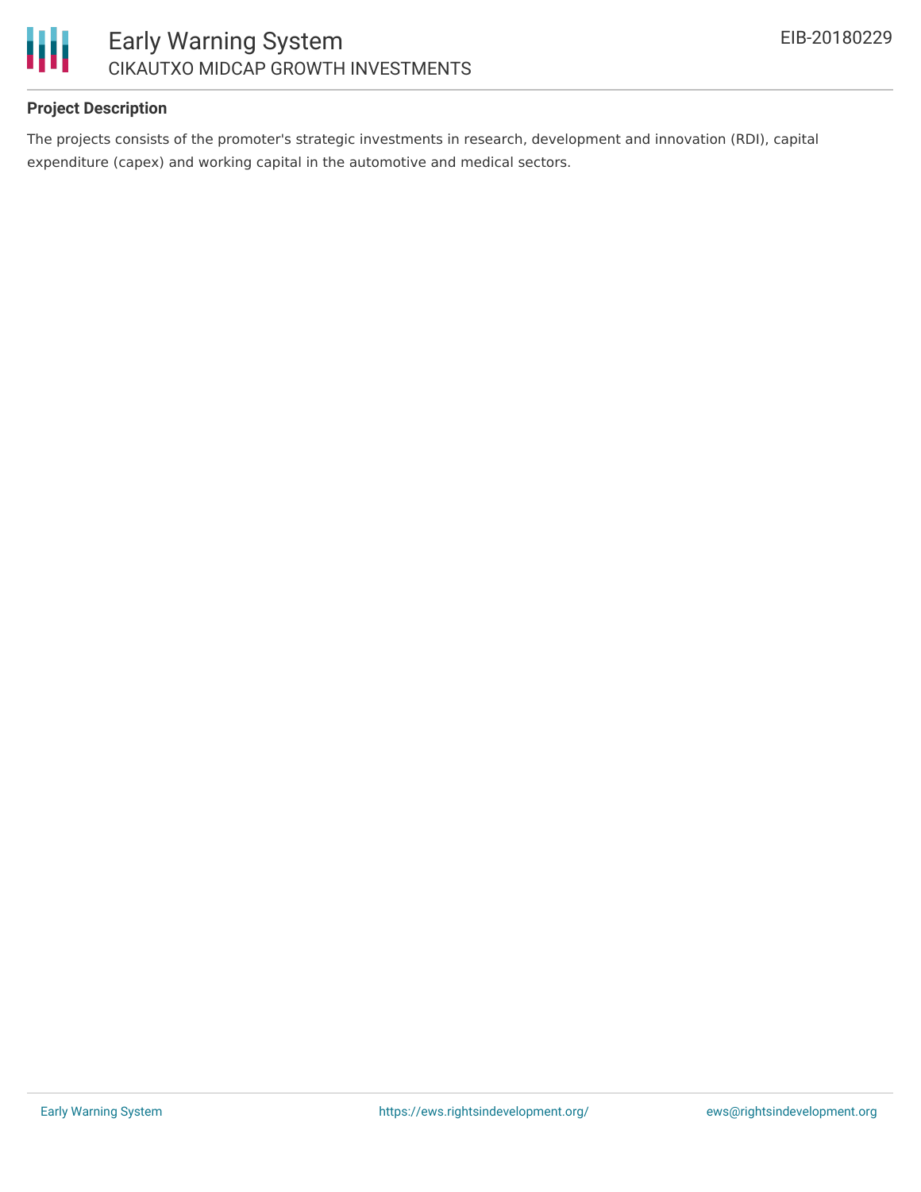## Project Description

The projects consists of the promoter's strategic investments in research, development and innovation (RDI), capital expenditure (capex) and working capital in the automotive and medical sectors.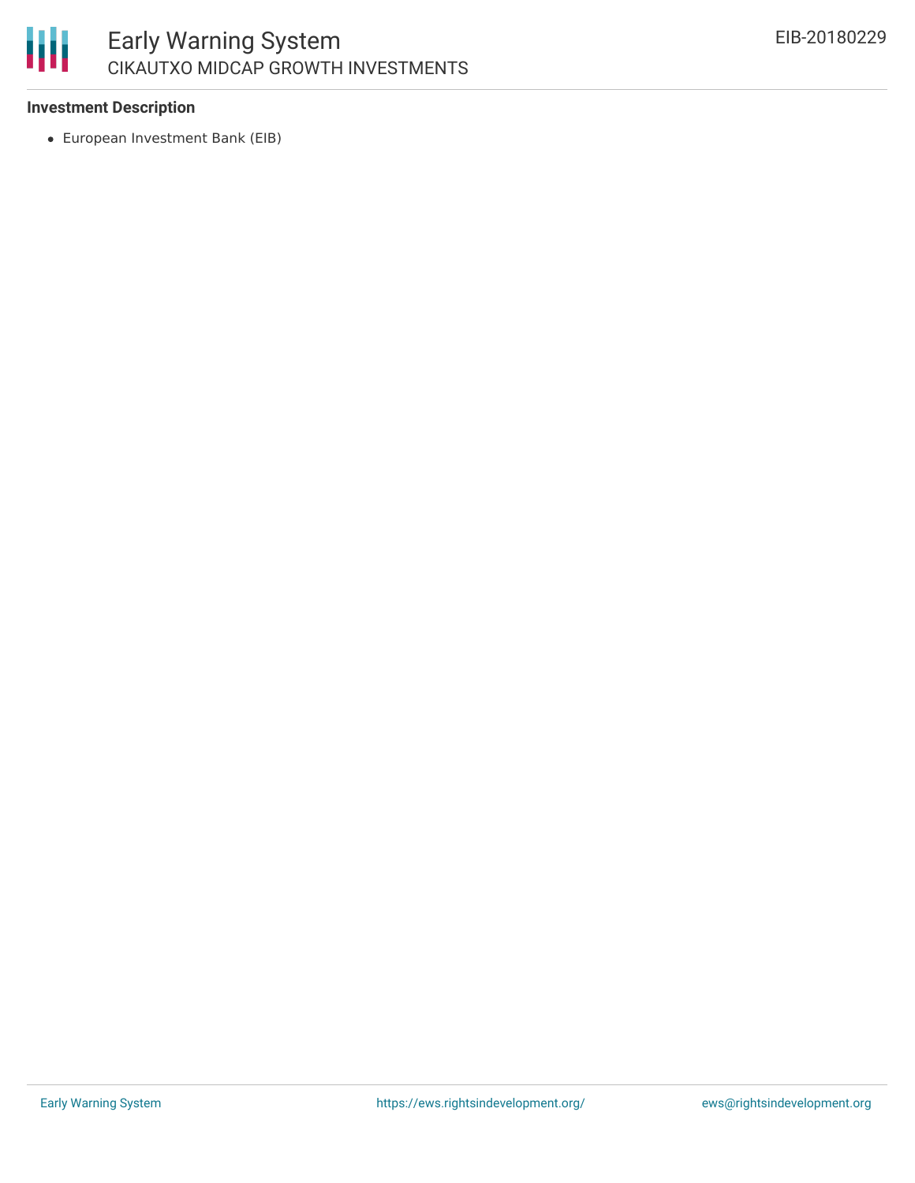### Investment Description

- European Investment Bank (EIB)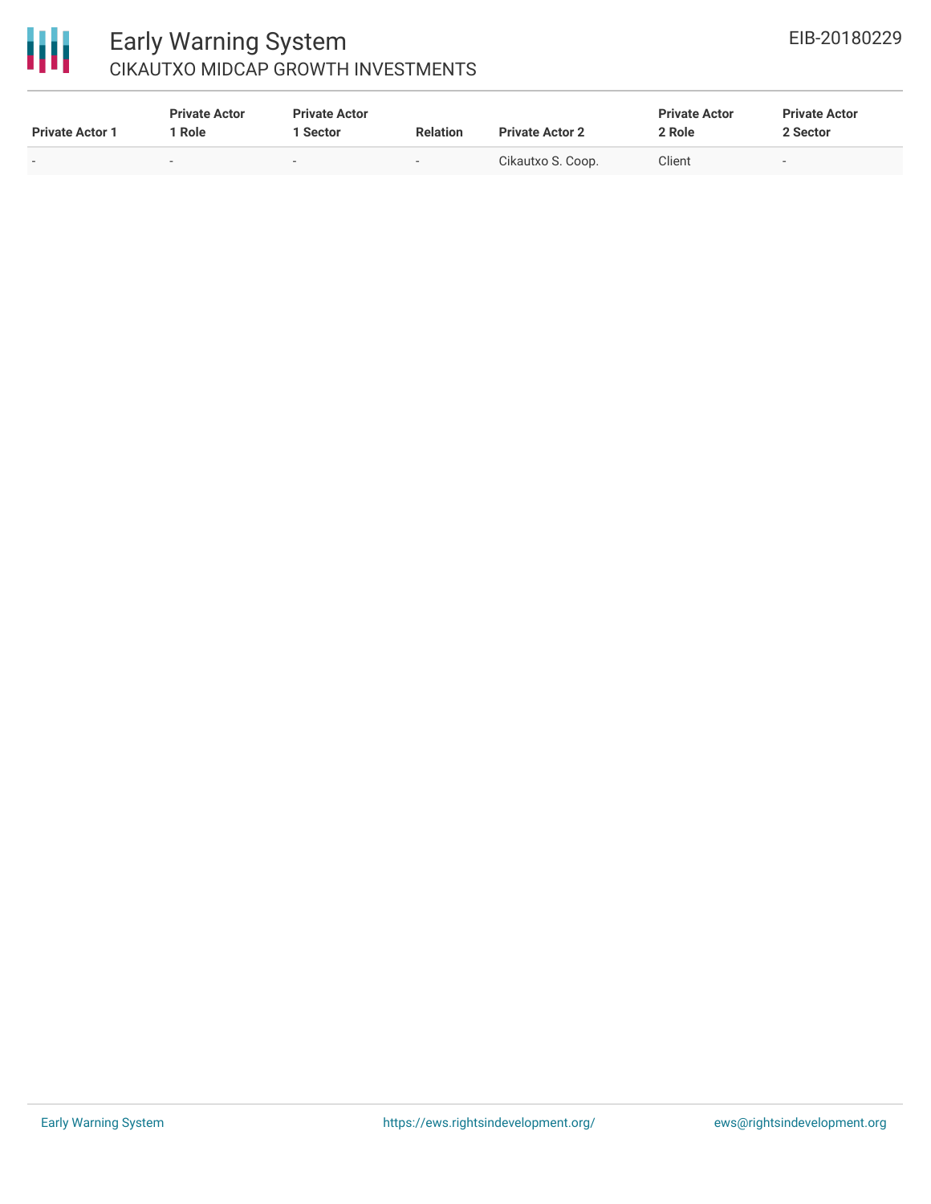| Private Actor 1 | Private Actor 1 Role | Private Actor 1 Sector | Relation | Private Actor 2 | Private Actor 2 Role | Private Actor 2 Sector |
|---|---|---|---|---|---|---|
| - | - | - | - | Cikautxo S. Coop. | Client | - |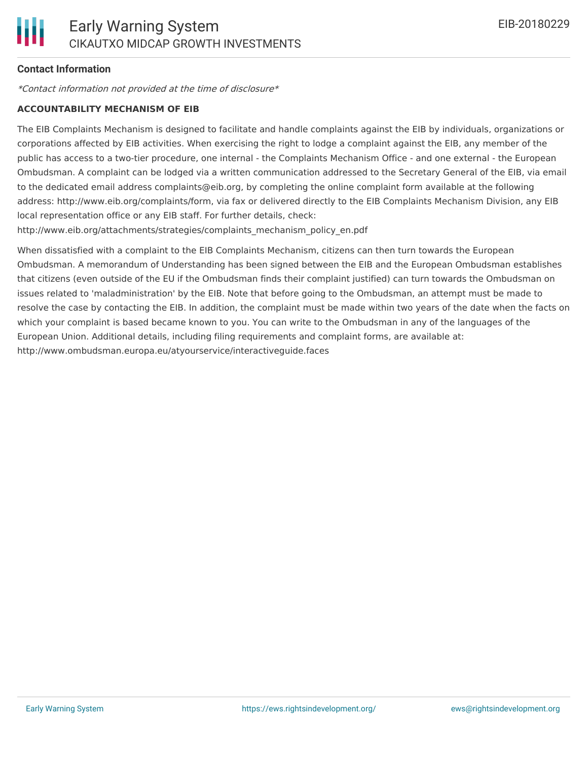**Contact Information**

*\*Contact information not provided at the time of disclosure\**

**ACCOUNTABILITY MECHANISM OF EIB**

The EIB Complaints Mechanism is designed to facilitate and handle complaints against the EIB by individuals, organizations or corporations affected by EIB activities. When exercising the right to lodge a complaint against the EIB, any member of the public has access to a two-tier procedure, one internal - the Complaints Mechanism Office - and one external - the European Ombudsman. A complaint can be lodged via a written communication addressed to the Secretary General of the EIB, via email to the dedicated email address complaints@eib.org, by completing the online complaint form available at the following address: http://www.eib.org/complaints/form, via fax or delivered directly to the EIB Complaints Mechanism Division, any EIB local representation office or any EIB staff. For further details, check: http://www.eib.org/attachments/strategies/complaints_mechanism_policy_en.pdf

When dissatisfied with a complaint to the EIB Complaints Mechanism, citizens can then turn towards the European Ombudsman. A memorandum of Understanding has been signed between the EIB and the European Ombudsman establishes that citizens (even outside of the EU if the Ombudsman finds their complaint justified) can turn towards the Ombudsman on issues related to 'maladministration' by the EIB. Note that before going to the Ombudsman, an attempt must be made to resolve the case by contacting the EIB. In addition, the complaint must be made within two years of the date when the facts on which your complaint is based became known to you. You can write to the Ombudsman in any of the languages of the European Union. Additional details, including filing requirements and complaint forms, are available at: http://www.ombudsman.europa.eu/atyourservice/interactiveguide.faces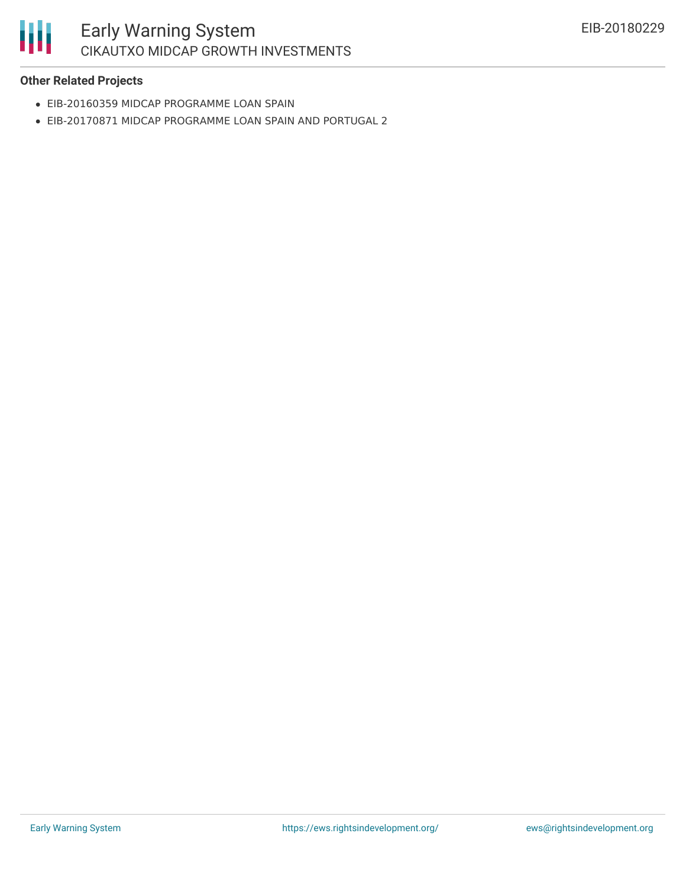### Other Related Projects

- EIB-20160359 MIDCAP PROGRAMME LOAN SPAIN
- EIB-20170871 MIDCAP PROGRAMME LOAN SPAIN AND PORTUGAL 2